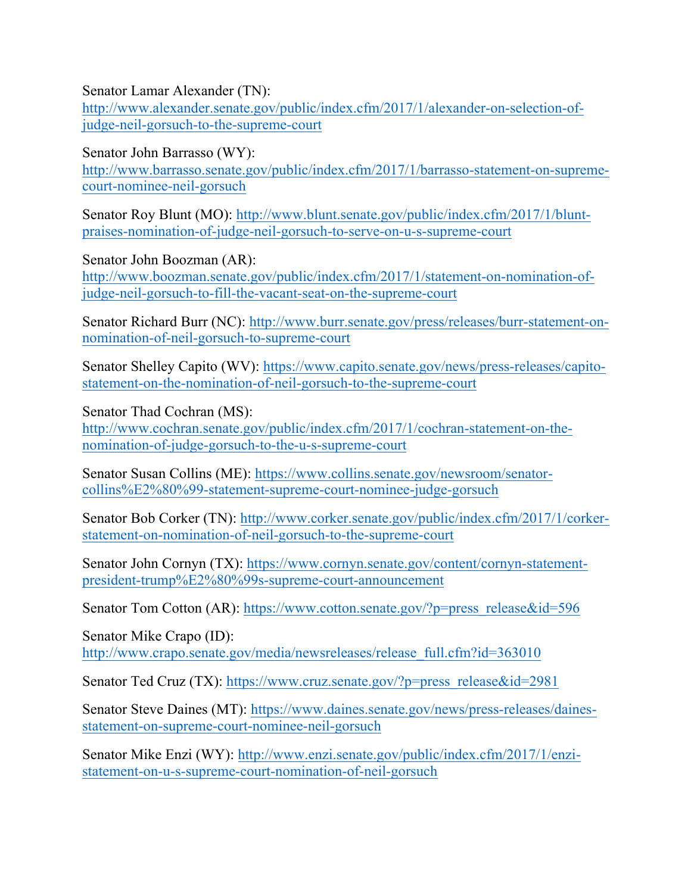Senator Lamar Alexander (TN):
http://www.alexander.senate.gov/public/index.cfm/2017/1/alexander-on-selection-of-judge-neil-gorsuch-to-the-supreme-court

Senator John Barrasso (WY):
http://www.barrasso.senate.gov/public/index.cfm/2017/1/barrasso-statement-on-supreme-court-nominee-neil-gorsuch

Senator Roy Blunt (MO): http://www.blunt.senate.gov/public/index.cfm/2017/1/blunt-praises-nomination-of-judge-neil-gorsuch-to-serve-on-u-s-supreme-court

Senator John Boozman (AR):
http://www.boozman.senate.gov/public/index.cfm/2017/1/statement-on-nomination-of-judge-neil-gorsuch-to-fill-the-vacant-seat-on-the-supreme-court

Senator Richard Burr (NC): http://www.burr.senate.gov/press/releases/burr-statement-on-nomination-of-neil-gorsuch-to-supreme-court

Senator Shelley Capito (WV): https://www.capito.senate.gov/news/press-releases/capito-statement-on-the-nomination-of-neil-gorsuch-to-the-supreme-court

Senator Thad Cochran (MS):
http://www.cochran.senate.gov/public/index.cfm/2017/1/cochran-statement-on-the-nomination-of-judge-gorsuch-to-the-u-s-supreme-court

Senator Susan Collins (ME): https://www.collins.senate.gov/newsroom/senator-collins%E2%80%99-statement-supreme-court-nominee-judge-gorsuch

Senator Bob Corker (TN): http://www.corker.senate.gov/public/index.cfm/2017/1/corker-statement-on-nomination-of-neil-gorsuch-to-the-supreme-court

Senator John Cornyn (TX): https://www.cornyn.senate.gov/content/cornyn-statement-president-trump%E2%80%99s-supreme-court-announcement

Senator Tom Cotton (AR): https://www.cotton.senate.gov/?p=press_release&id=596

Senator Mike Crapo (ID):
http://www.crapo.senate.gov/media/newsreleases/release_full.cfm?id=363010

Senator Ted Cruz (TX): https://www.cruz.senate.gov/?p=press_release&id=2981

Senator Steve Daines (MT): https://www.daines.senate.gov/news/press-releases/daines-statement-on-supreme-court-nominee-neil-gorsuch

Senator Mike Enzi (WY): http://www.enzi.senate.gov/public/index.cfm/2017/1/enzi-statement-on-u-s-supreme-court-nomination-of-neil-gorsuch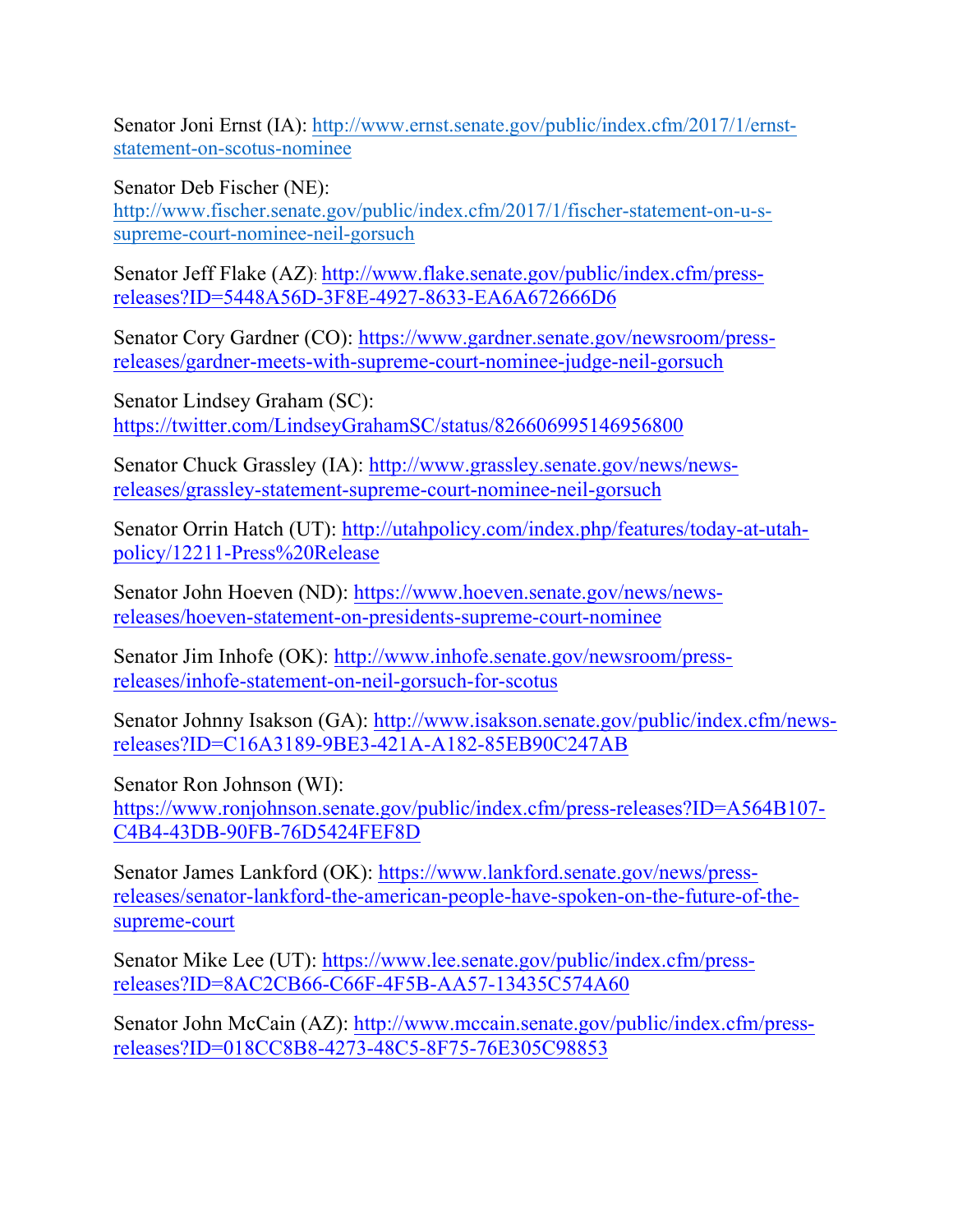Senator Joni Ernst (IA): http://www.ernst.senate.gov/public/index.cfm/2017/1/ernst-statement-on-scotus-nominee

Senator Deb Fischer (NE): http://www.fischer.senate.gov/public/index.cfm/2017/1/fischer-statement-on-u-s-supreme-court-nominee-neil-gorsuch

Senator Jeff Flake (AZ): http://www.flake.senate.gov/public/index.cfm/press-releases?ID=5448A56D-3F8E-4927-8633-EA6A672666D6

Senator Cory Gardner (CO): https://www.gardner.senate.gov/newsroom/press-releases/gardner-meets-with-supreme-court-nominee-judge-neil-gorsuch

Senator Lindsey Graham (SC): https://twitter.com/LindseyGrahamSC/status/826606995146956800

Senator Chuck Grassley (IA): http://www.grassley.senate.gov/news/news-releases/grassley-statement-supreme-court-nominee-neil-gorsuch

Senator Orrin Hatch (UT): http://utahpolicy.com/index.php/features/today-at-utah-policy/12211-Press%20Release

Senator John Hoeven (ND): https://www.hoeven.senate.gov/news/news-releases/hoeven-statement-on-presidents-supreme-court-nominee

Senator Jim Inhofe (OK): http://www.inhofe.senate.gov/newsroom/press-releases/inhofe-statement-on-neil-gorsuch-for-scotus

Senator Johnny Isakson (GA): http://www.isakson.senate.gov/public/index.cfm/news-releases?ID=C16A3189-9BE3-421A-A182-85EB90C247AB

Senator Ron Johnson (WI): https://www.ronjohnson.senate.gov/public/index.cfm/press-releases?ID=A564B107-C4B4-43DB-90FB-76D5424FEF8D

Senator James Lankford (OK): https://www.lankford.senate.gov/news/press-releases/senator-lankford-the-american-people-have-spoken-on-the-future-of-the-supreme-court

Senator Mike Lee (UT): https://www.lee.senate.gov/public/index.cfm/press-releases?ID=8AC2CB66-C66F-4F5B-AA57-13435C574A60

Senator John McCain (AZ): http://www.mccain.senate.gov/public/index.cfm/press-releases?ID=018CC8B8-4273-48C5-8F75-76E305C98853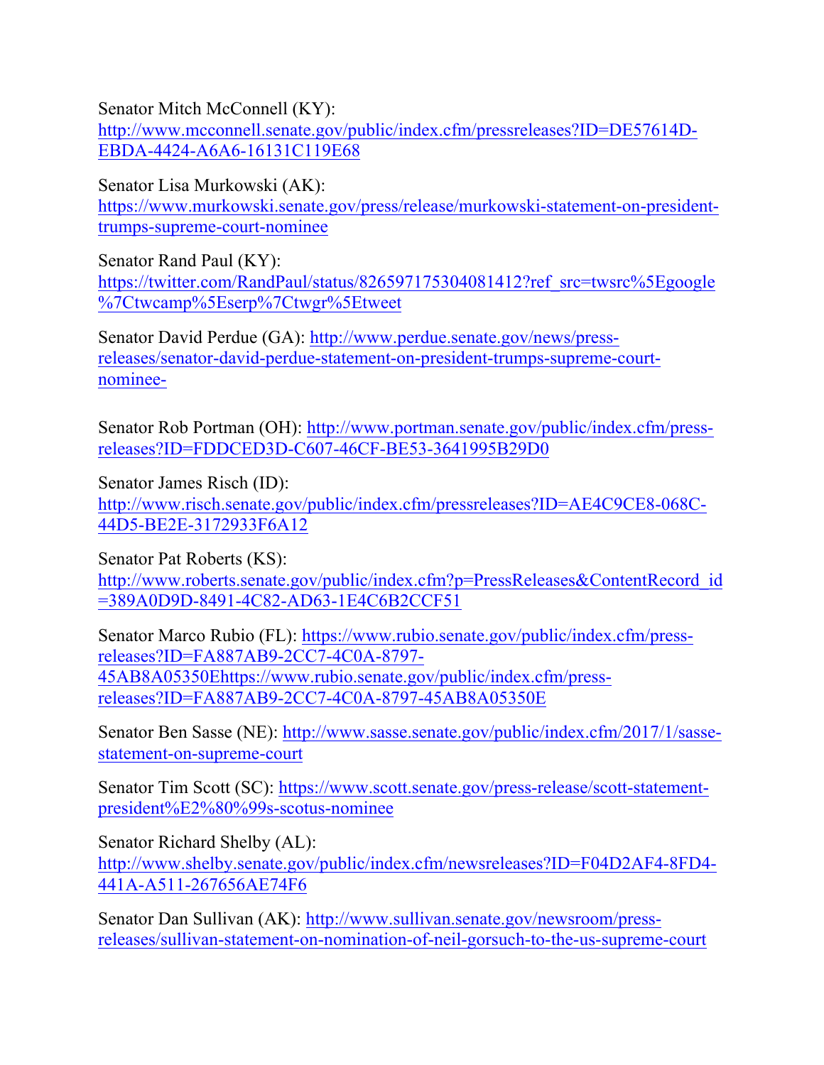Senator Mitch McConnell (KY):
http://www.mcconnell.senate.gov/public/index.cfm/pressreleases?ID=DE57614D-EBDA-4424-A6A6-16131C119E68

Senator Lisa Murkowski (AK):
https://www.murkowski.senate.gov/press/release/murkowski-statement-on-president-trumps-supreme-court-nominee

Senator Rand Paul (KY):
https://twitter.com/RandPaul/status/826597175304081412?ref_src=twsrc%5Egoogle%7Ctwcamp%5Eserp%7Ctwgr%5Etweet

Senator David Perdue (GA): http://www.perdue.senate.gov/news/press-releases/senator-david-perdue-statement-on-president-trumps-supreme-court-nominee-

Senator Rob Portman (OH): http://www.portman.senate.gov/public/index.cfm/press-releases?ID=FDDCED3D-C607-46CF-BE53-3641995B29D0

Senator James Risch (ID):
http://www.risch.senate.gov/public/index.cfm/pressreleases?ID=AE4C9CE8-068C-44D5-BE2E-3172933F6A12

Senator Pat Roberts (KS):
http://www.roberts.senate.gov/public/index.cfm?p=PressReleases&ContentRecord_id=389A0D9D-8491-4C82-AD63-1E4C6B2CCF51

Senator Marco Rubio (FL): https://www.rubio.senate.gov/public/index.cfm/press-releases?ID=FA887AB9-2CC7-4C0A-8797-45AB8A05350Ehttps://www.rubio.senate.gov/public/index.cfm/press-releases?ID=FA887AB9-2CC7-4C0A-8797-45AB8A05350E

Senator Ben Sasse (NE): http://www.sasse.senate.gov/public/index.cfm/2017/1/sasse-statement-on-supreme-court

Senator Tim Scott (SC): https://www.scott.senate.gov/press-release/scott-statement-president%E2%80%99s-scotus-nominee

Senator Richard Shelby (AL):
http://www.shelby.senate.gov/public/index.cfm/newsreleases?ID=F04D2AF4-8FD4-441A-A511-267656AE74F6

Senator Dan Sullivan (AK): http://www.sullivan.senate.gov/newsroom/press-releases/sullivan-statement-on-nomination-of-neil-gorsuch-to-the-us-supreme-court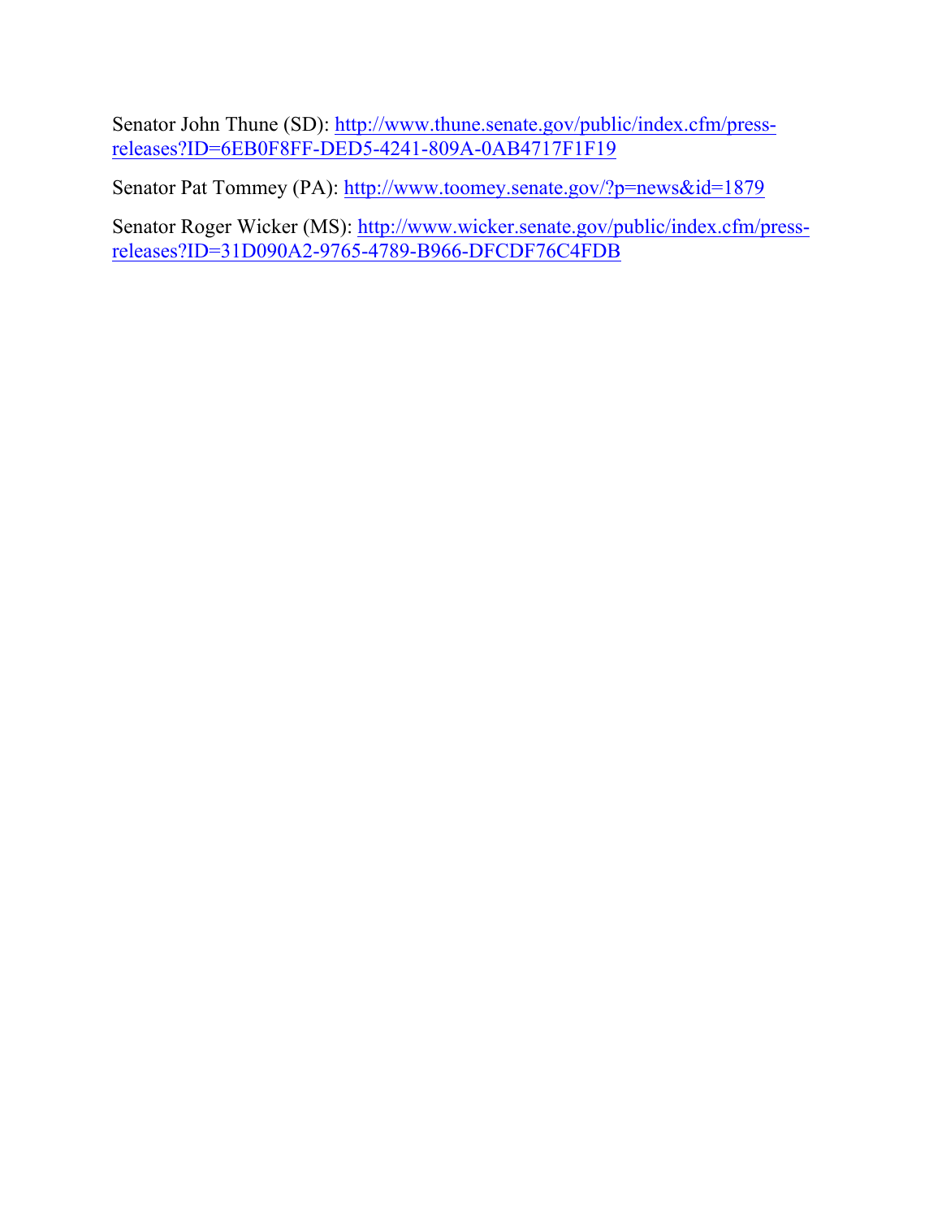Senator John Thune (SD): http://www.thune.senate.gov/public/index.cfm/press-releases?ID=6EB0F8FF-DED5-4241-809A-0AB4717F1F19

Senator Pat Tommey (PA): http://www.toomey.senate.gov/?p=news&id=1879

Senator Roger Wicker (MS): http://www.wicker.senate.gov/public/index.cfm/press-releases?ID=31D090A2-9765-4789-B966-DFCDF76C4FDB